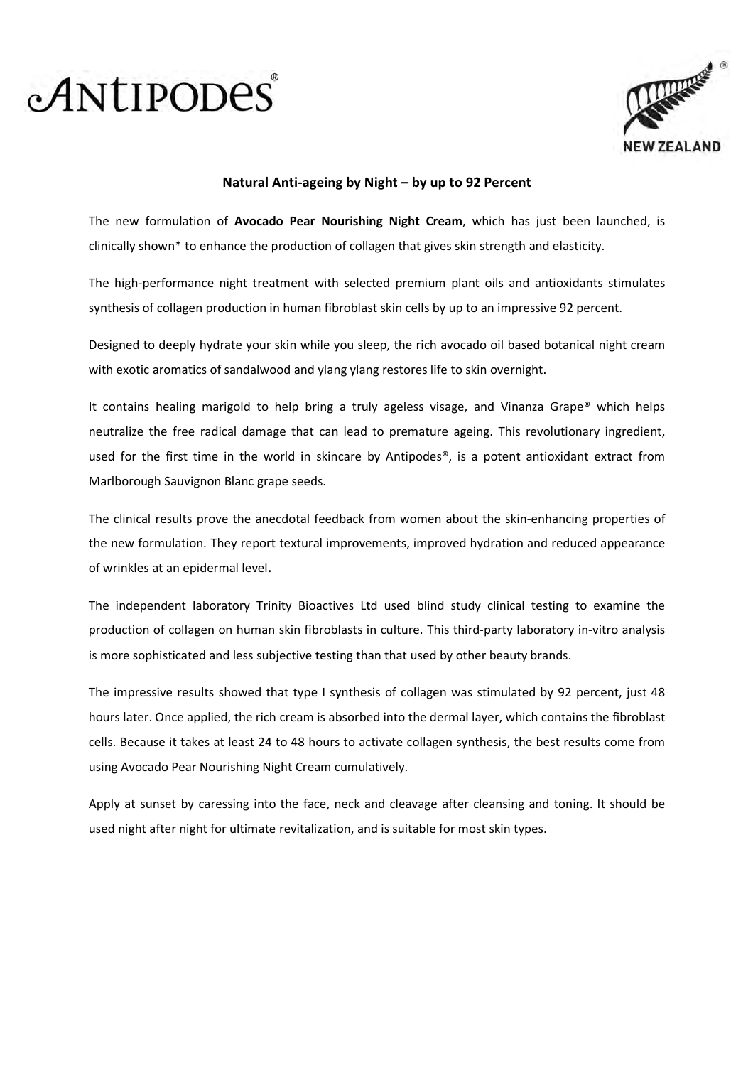Antipodes®

NEW ZEALAND

## Natural Anti-ageing by Night – by up to 92 Percent

The new formulation of **Avocado Pear Nourishing Night Cream**, which has just been launched, is clinically shown* to enhance the production of collagen that gives skin strength and elasticity.

The high-performance night treatment with selected premium plant oils and antioxidants stimulates synthesis of collagen production in human fibroblast skin cells by up to an impressive 92 percent.

Designed to deeply hydrate your skin while you sleep, the rich avocado oil based botanical night cream with exotic aromatics of sandalwood and ylang ylang restores life to skin overnight.

It contains healing marigold to help bring a truly ageless visage, and Vinanza Grape® which helps neutralize the free radical damage that can lead to premature ageing. This revolutionary ingredient, used for the first time in the world in skincare by Antipodes®, is a potent antioxidant extract from Marlborough Sauvignon Blanc grape seeds.

The clinical results prove the anecdotal feedback from women about the skin-enhancing properties of the new formulation. They report textural improvements, improved hydration and reduced appearance of wrinkles at an epidermal level**.**

The independent laboratory Trinity Bioactives Ltd used blind study clinical testing to examine the production of collagen on human skin fibroblasts in culture. This third-party laboratory in-vitro analysis is more sophisticated and less subjective testing than that used by other beauty brands.

The impressive results showed that type I synthesis of collagen was stimulated by 92 percent, just 48 hours later. Once applied, the rich cream is absorbed into the dermal layer, which contains the fibroblast cells. Because it takes at least 24 to 48 hours to activate collagen synthesis, the best results come from using Avocado Pear Nourishing Night Cream cumulatively.

Apply at sunset by caressing into the face, neck and cleavage after cleansing and toning. It should be used night after night for ultimate revitalization, and is suitable for most skin types.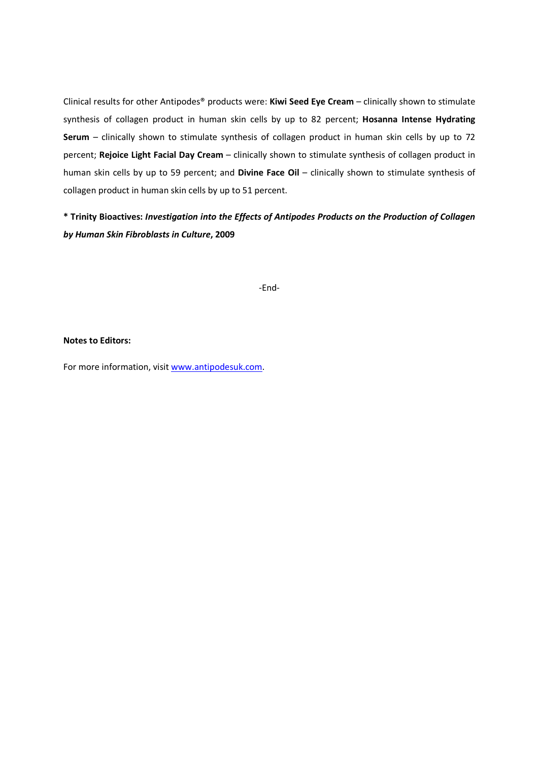Clinical results for other Antipodes® products were: **Kiwi Seed Eye Cream** – clinically shown to stimulate synthesis of collagen product in human skin cells by up to 82 percent; **Hosanna Intense Hydrating Serum** – clinically shown to stimulate synthesis of collagen product in human skin cells by up to 72 percent; **Rejoice Light Facial Day Cream** – clinically shown to stimulate synthesis of collagen product in human skin cells by up to 59 percent; and **Divine Face Oil** – clinically shown to stimulate synthesis of collagen product in human skin cells by up to 51 percent.

**\* Trinity Bioactives: *Investigation into the Effects of Antipodes Products on the Production of Collagen by Human Skin Fibroblasts in Culture*, 2009**

-End-

**Notes to Editors:**

For more information, visit www.antipodesuk.com.